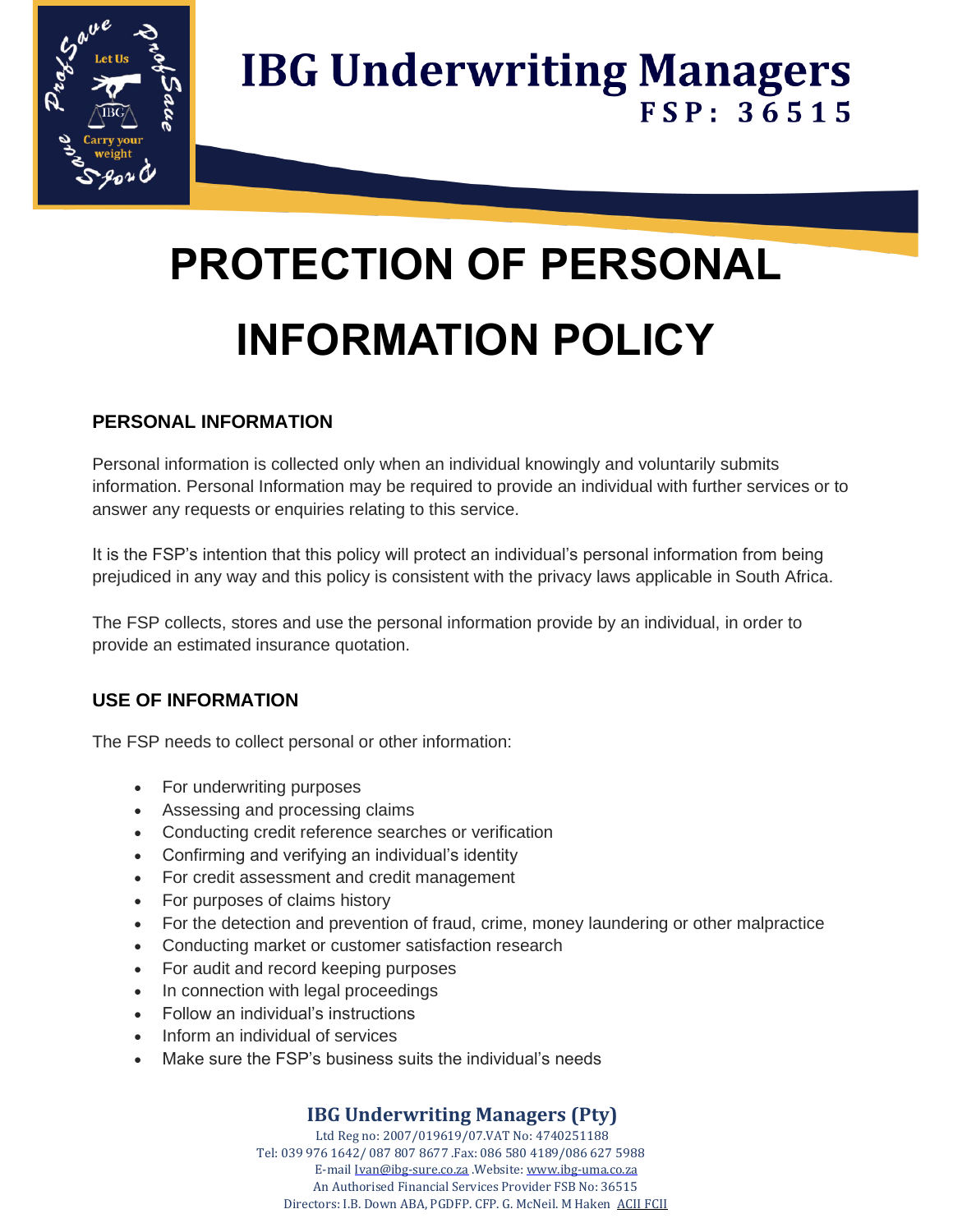# IBG Underwriting Managers

**FSP: 36515**

# PROTECTION OF PERSONAL INFORMATION POLICY

## PERSONAL INFORMATION

Personal information is collected only when an individual knowingly and voluntarily submits information. Personal Information may be required to provide an individual with further services or to answer any requests or enquiries relating to this service.

It is the FSP's intention that this policy will protect an individual's personal information from being prejudiced in any way and this policy is consistent with the privacy laws applicable in South Africa.

The FSP collects, stores and use the personal information provide by an individual, in order to provide an estimated insurance quotation.

## USE OF INFORMATION

The FSP needs to collect personal or other information:

- For underwriting purposes
- Assessing and processing claims
- Conducting credit reference searches or verification
- Confirming and verifying an individual's identity
- For credit assessment and credit management
- For purposes of claims history
- For the detection and prevention of fraud, crime, money laundering or other malpractice
- Conducting market or customer satisfaction research
- For audit and record keeping purposes
- In connection with legal proceedings
- Follow an individual's instructions
- Inform an individual of services
- Make sure the FSP's business suits the individual's needs

**IBG Underwriting Managers (Pty)**
Ltd Reg no: 2007/019619/07.VAT No: 4740251188
Tel: 039 976 1642/ 087 807 8677 .Fax: 086 580 4189/086 627 5988
E-mail Ivan@ibg-sure.co.za .Website: www.ibg-uma.co.za
An Authorised Financial Services Provider FSB No: 36515
Directors: I.B. Down ABA, PGDFP. CFP. G. McNeil. M Haken ACII FCII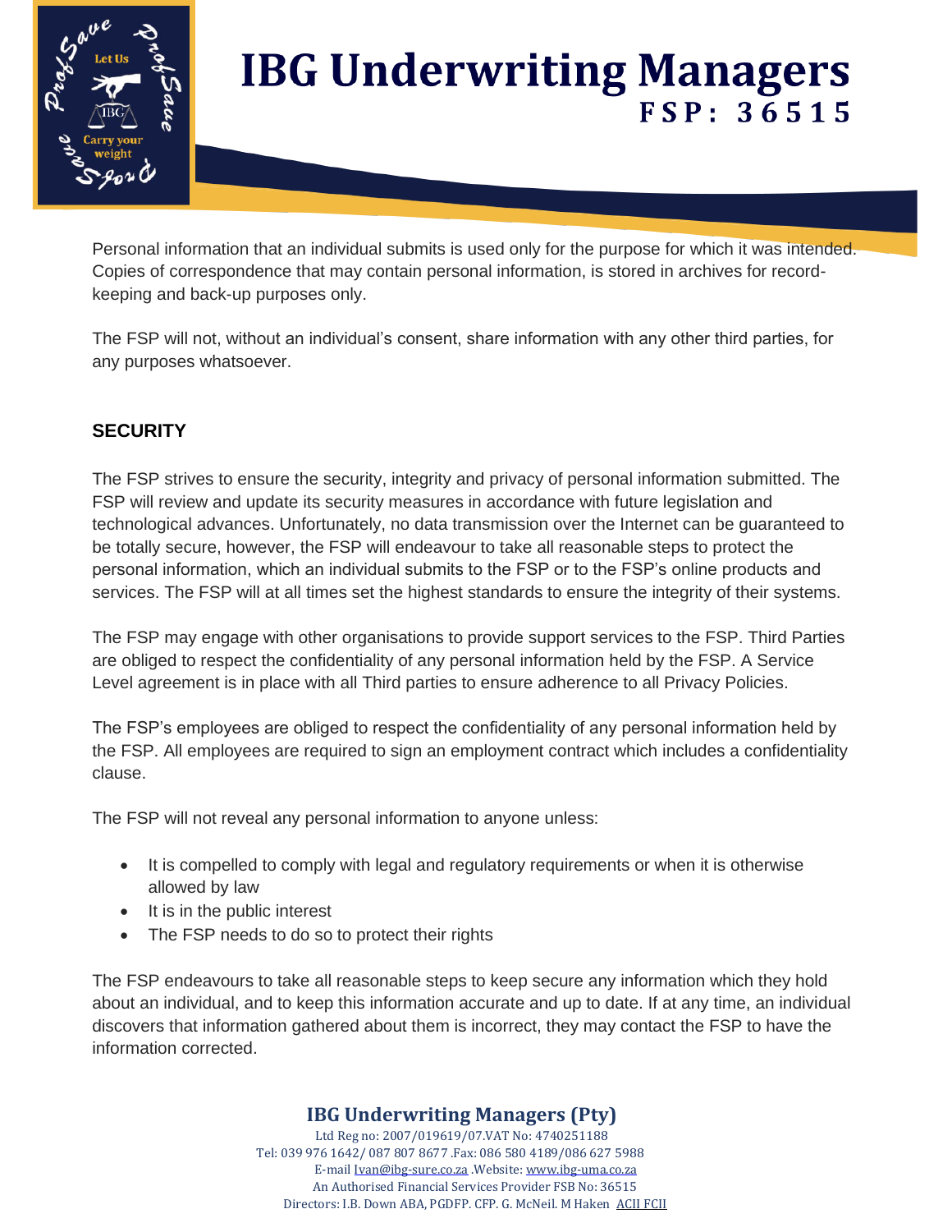Personal information that an individual submits is used only for the purpose for which it was intended. Copies of correspondence that may contain personal information, is stored in archives for record-keeping and back-up purposes only.

The FSP will not, without an individual's consent, share information with any other third parties, for any purposes whatsoever.

## SECURITY

The FSP strives to ensure the security, integrity and privacy of personal information submitted. The FSP will review and update its security measures in accordance with future legislation and technological advances. Unfortunately, no data transmission over the Internet can be guaranteed to be totally secure, however, the FSP will endeavour to take all reasonable steps to protect the personal information, which an individual submits to the FSP or to the FSP's online products and services. The FSP will at all times set the highest standards to ensure the integrity of their systems.

The FSP may engage with other organisations to provide support services to the FSP. Third Parties are obliged to respect the confidentiality of any personal information held by the FSP. A Service Level agreement is in place with all Third parties to ensure adherence to all Privacy Policies.

The FSP's employees are obliged to respect the confidentiality of any personal information held by the FSP. All employees are required to sign an employment contract which includes a confidentiality clause.

The FSP will not reveal any personal information to anyone unless:

- It is compelled to comply with legal and regulatory requirements or when it is otherwise allowed by law
- It is in the public interest
- The FSP needs to do so to protect their rights

The FSP endeavours to take all reasonable steps to keep secure any information which they hold about an individual, and to keep this information accurate and up to date. If at any time, an individual discovers that information gathered about them is incorrect, they may contact the FSP to have the information corrected.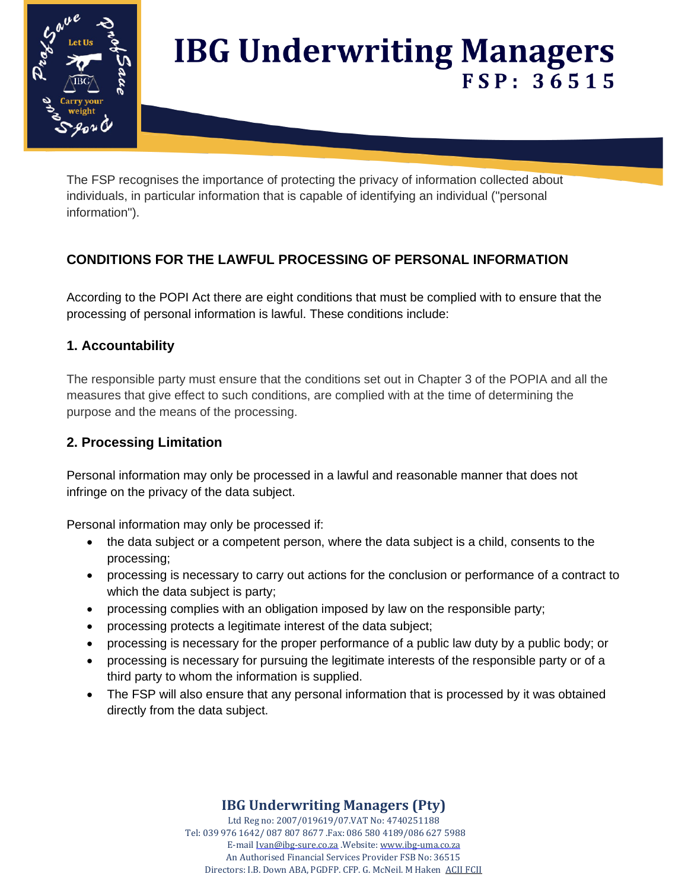The FSP recognises the importance of protecting the privacy of information collected about individuals, in particular information that is capable of identifying an individual ("personal information").

## CONDITIONS FOR THE LAWFUL PROCESSING OF PERSONAL INFORMATION

According to the POPI Act there are eight conditions that must be complied with to ensure that the processing of personal information is lawful. These conditions include:

### 1. Accountability

The responsible party must ensure that the conditions set out in Chapter 3 of the POPIA and all the measures that give effect to such conditions, are complied with at the time of determining the purpose and the means of the processing.

### 2. Processing Limitation

Personal information may only be processed in a lawful and reasonable manner that does not infringe on the privacy of the data subject.

Personal information may only be processed if:

- the data subject or a competent person, where the data subject is a child, consents to the processing;
- processing is necessary to carry out actions for the conclusion or performance of a contract to which the data subject is party;
- processing complies with an obligation imposed by law on the responsible party;
- processing protects a legitimate interest of the data subject;
- processing is necessary for the proper performance of a public law duty by a public body; or
- processing is necessary for pursuing the legitimate interests of the responsible party or of a third party to whom the information is supplied.
- The FSP will also ensure that any personal information that is processed by it was obtained directly from the data subject.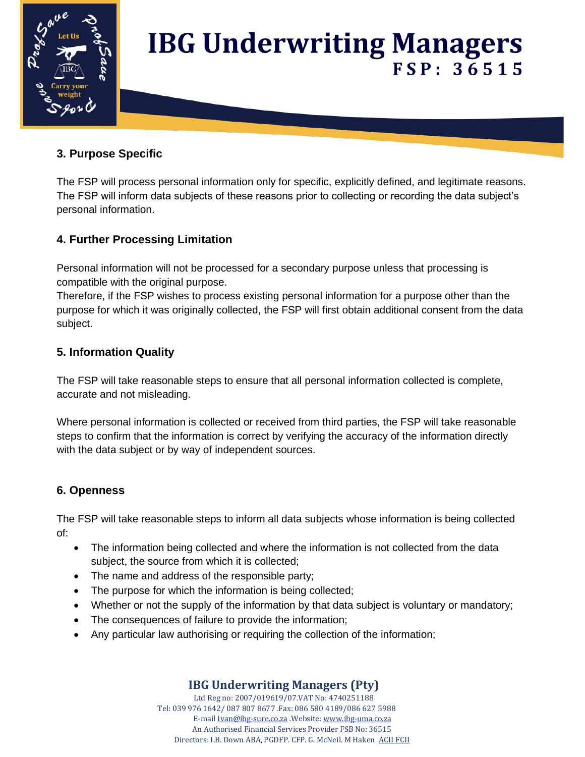### 3. Purpose Specific

The FSP will process personal information only for specific, explicitly defined, and legitimate reasons. The FSP will inform data subjects of these reasons prior to collecting or recording the data subject's personal information.

### 4. Further Processing Limitation

Personal information will not be processed for a secondary purpose unless that processing is compatible with the original purpose.
Therefore, if the FSP wishes to process existing personal information for a purpose other than the purpose for which it was originally collected, the FSP will first obtain additional consent from the data subject.

### 5. Information Quality

The FSP will take reasonable steps to ensure that all personal information collected is complete, accurate and not misleading.

Where personal information is collected or received from third parties, the FSP will take reasonable steps to confirm that the information is correct by verifying the accuracy of the information directly with the data subject or by way of independent sources.

### 6. Openness

The FSP will take reasonable steps to inform all data subjects whose information is being collected of:

- The information being collected and where the information is not collected from the data subject, the source from which it is collected;
- The name and address of the responsible party;
- The purpose for which the information is being collected;
- Whether or not the supply of the information by that data subject is voluntary or mandatory;
- The consequences of failure to provide the information;
- Any particular law authorising or requiring the collection of the information;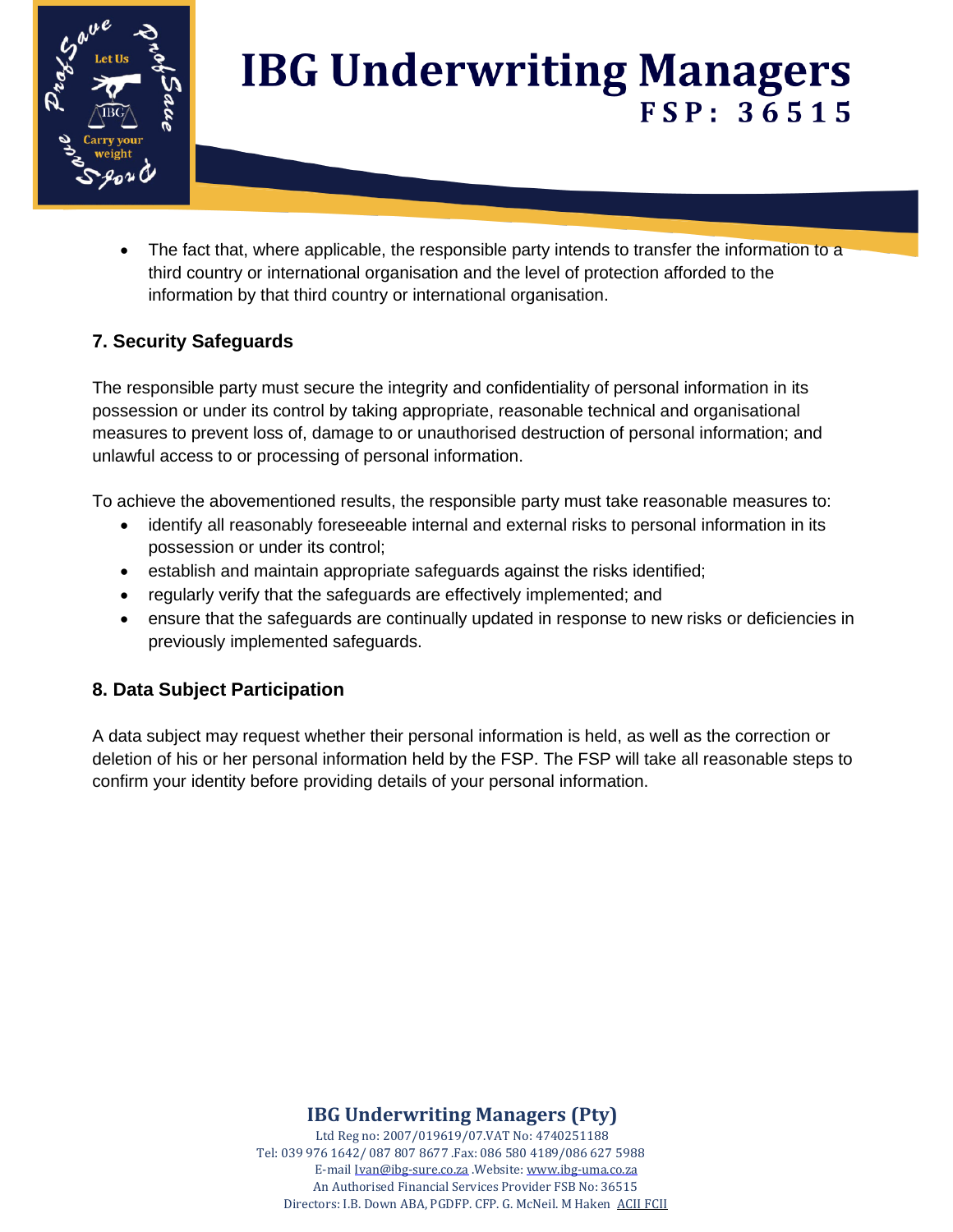- The fact that, where applicable, the responsible party intends to transfer the information to a third country or international organisation and the level of protection afforded to the information by that third country or international organisation.

### 7. Security Safeguards

The responsible party must secure the integrity and confidentiality of personal information in its possession or under its control by taking appropriate, reasonable technical and organisational measures to prevent loss of, damage to or unauthorised destruction of personal information; and unlawful access to or processing of personal information.

To achieve the abovementioned results, the responsible party must take reasonable measures to:

- identify all reasonably foreseeable internal and external risks to personal information in its possession or under its control;
- establish and maintain appropriate safeguards against the risks identified;
- regularly verify that the safeguards are effectively implemented; and
- ensure that the safeguards are continually updated in response to new risks or deficiencies in previously implemented safeguards.

### 8. Data Subject Participation

A data subject may request whether their personal information is held, as well as the correction or deletion of his or her personal information held by the FSP. The FSP will take all reasonable steps to confirm your identity before providing details of your personal information.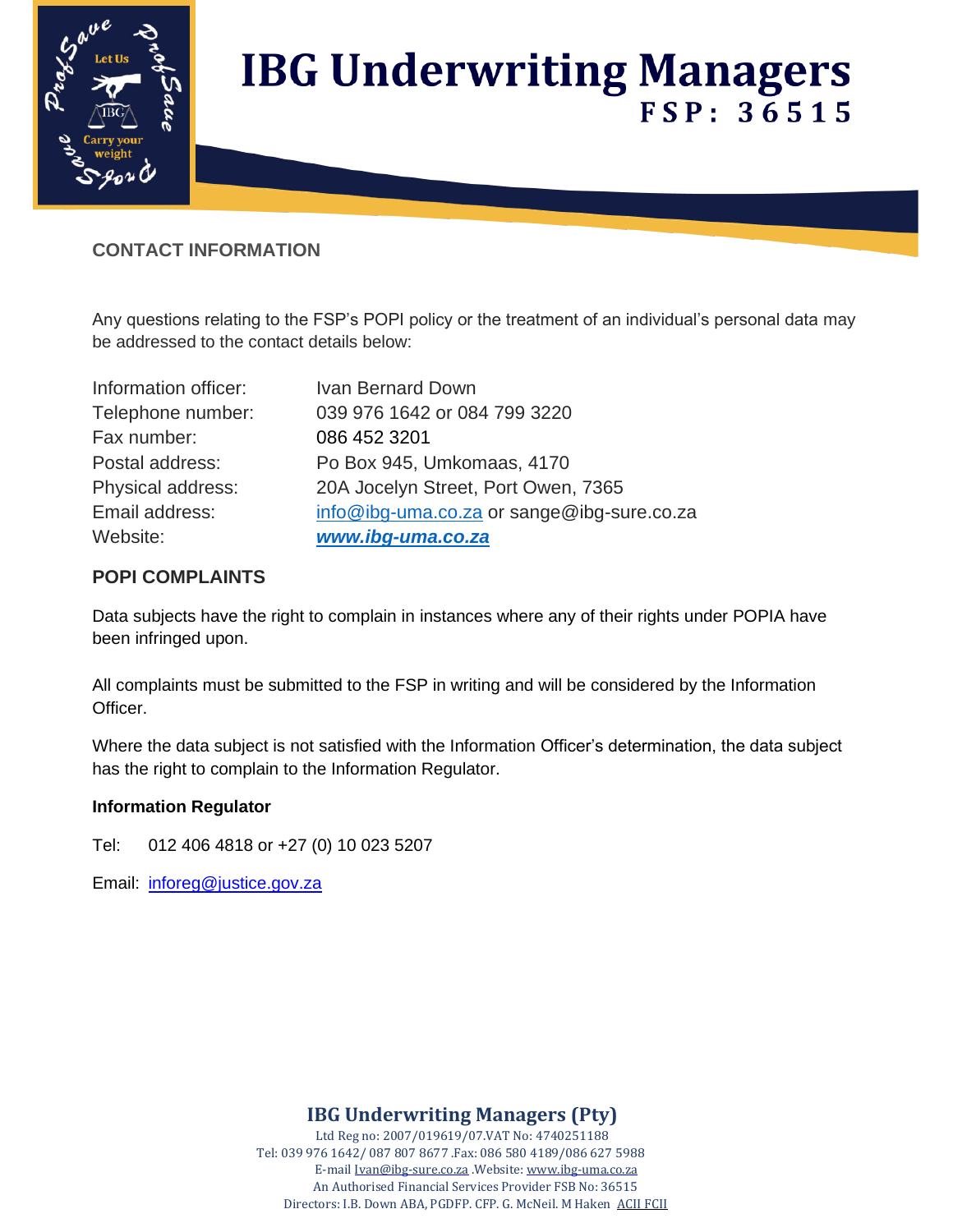## CONTACT INFORMATION

Any questions relating to the FSP's POPI policy or the treatment of an individual's personal data may be addressed to the contact details below:

| | |
|---|---|
| Information officer: | Ivan Bernard Down |
| Telephone number: | 039 976 1642 or 084 799 3220 |
| Fax number: | 086 452 3201 |
| Postal address: | Po Box 945, Umkomaas, 4170 |
| Physical address: | 20A Jocelyn Street, Port Owen, 7365 |
| Email address: | info@ibg-uma.co.za or sange@ibg-sure.co.za |
| Website: | ***www.ibg-uma.co.za*** |

## POPI COMPLAINTS

Data subjects have the right to complain in instances where any of their rights under POPIA have been infringed upon.

All complaints must be submitted to the FSP in writing and will be considered by the Information Officer.

Where the data subject is not satisfied with the Information Officer's determination, the data subject has the right to complain to the Information Regulator.

**Information Regulator**

Tel: 012 406 4818 or +27 (0) 10 023 5207

Email: inforeg@justice.gov.za